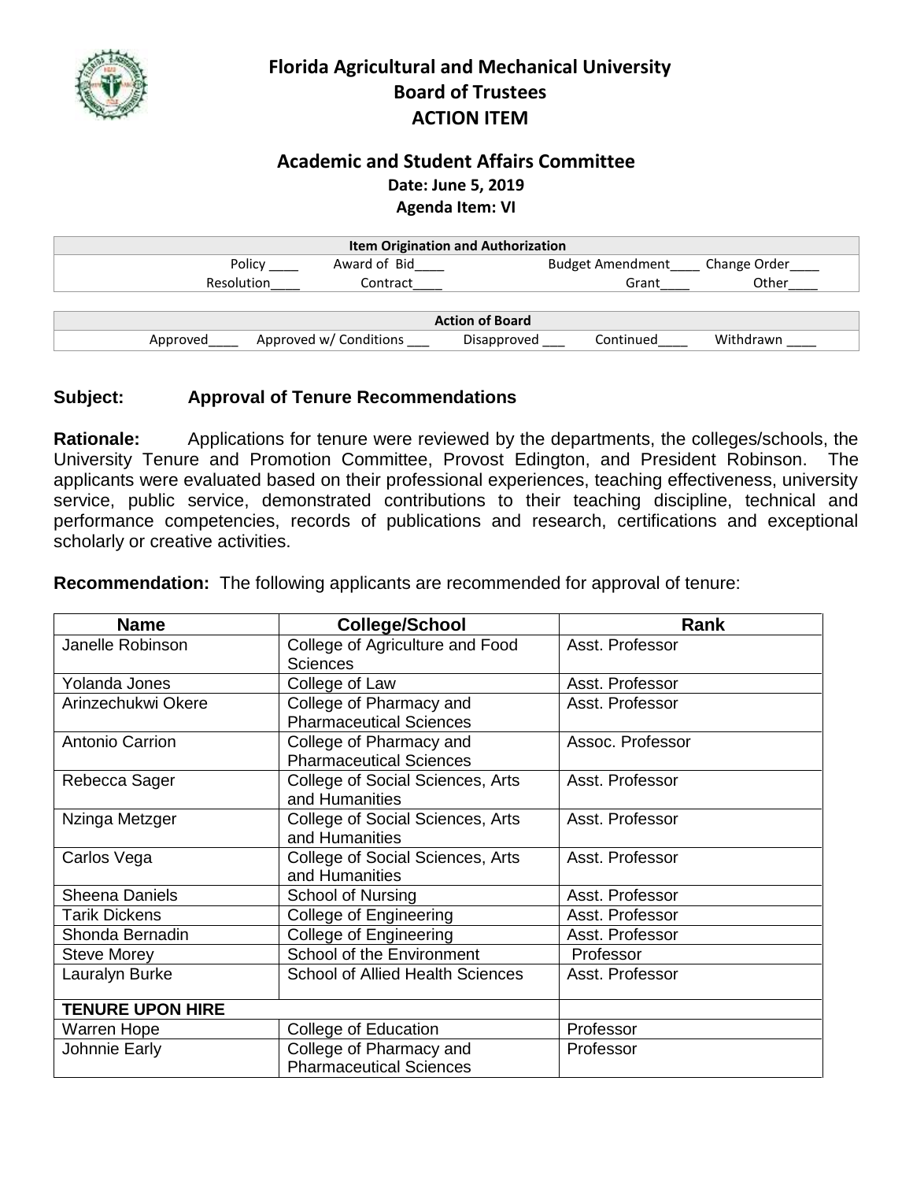# Florida Agricultural and Mechanical University
## Board of Trustees
## ACTION ITEM

### Academic and Student Affairs Committee

**Date: June 5, 2019**

**Agenda Item: VI**

| Item Origination and Authorization | | | |
|---|---|---|---|
| Policy ____ | Award of Bid____ | Budget Amendment____ | Change Order____ |
| Resolution____ | Contract____ | Grant____ | Other____ |

| Action of Board | | | | |
|---|---|---|---|---|
| Approved____ | Approved w/ Conditions ___ | Disapproved ___ | Continued____ | Withdrawn ____ |

**Subject:** **Approval of Tenure Recommendations**

**Rationale:** Applications for tenure were reviewed by the departments, the colleges/schools, the University Tenure and Promotion Committee, Provost Edington, and President Robinson. The applicants were evaluated based on their professional experiences, teaching effectiveness, university service, public service, demonstrated contributions to their teaching discipline, technical and performance competencies, records of publications and research, certifications and exceptional scholarly or creative activities.

**Recommendation:** The following applicants are recommended for approval of tenure:

| Name | College/School | Rank |
|---|---|---|
| Janelle Robinson | College of Agriculture and Food Sciences | Asst. Professor |
| Yolanda Jones | College of Law | Asst. Professor |
| Arinzechukwi Okere | College of Pharmacy and Pharmaceutical Sciences | Asst. Professor |
| Antonio Carrion | College of Pharmacy and Pharmaceutical Sciences | Assoc. Professor |
| Rebecca Sager | College of Social Sciences, Arts and Humanities | Asst. Professor |
| Nzinga Metzger | College of Social Sciences, Arts and Humanities | Asst. Professor |
| Carlos Vega | College of Social Sciences, Arts and Humanities | Asst. Professor |
| Sheena Daniels | School of Nursing | Asst. Professor |
| Tarik Dickens | College of Engineering | Asst. Professor |
| Shonda Bernadin | College of Engineering | Asst. Professor |
| Steve Morey | School of the Environment | Professor |
| Lauralyn Burke | School of Allied Health Sciences | Asst. Professor |
| **TENURE UPON HIRE** | | |
| Warren Hope | College of Education | Professor |
| Johnnie Early | College of Pharmacy and Pharmaceutical Sciences | Professor |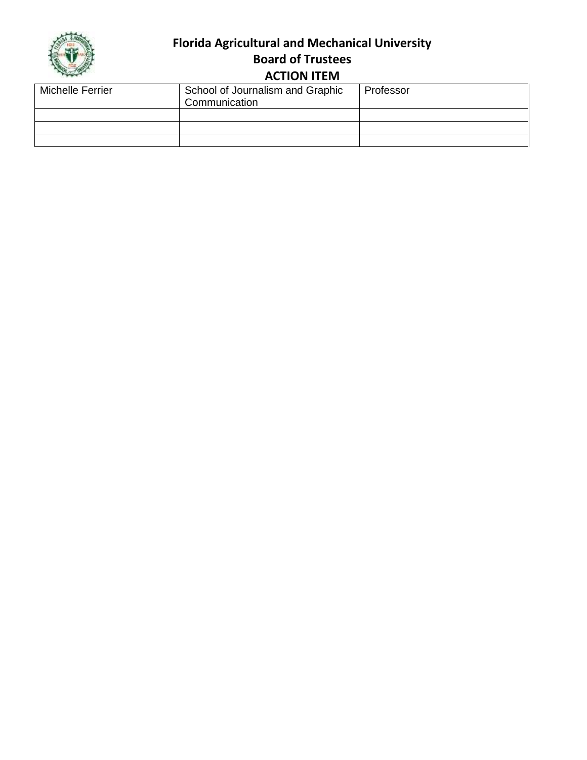# Florida Agricultural and Mechanical University
## Board of Trustees
## ACTION ITEM

| | | |
|---|---|---|
| Michelle Ferrier | School of Journalism and Graphic Communication | Professor |
| | | |
| | | |
| | | |